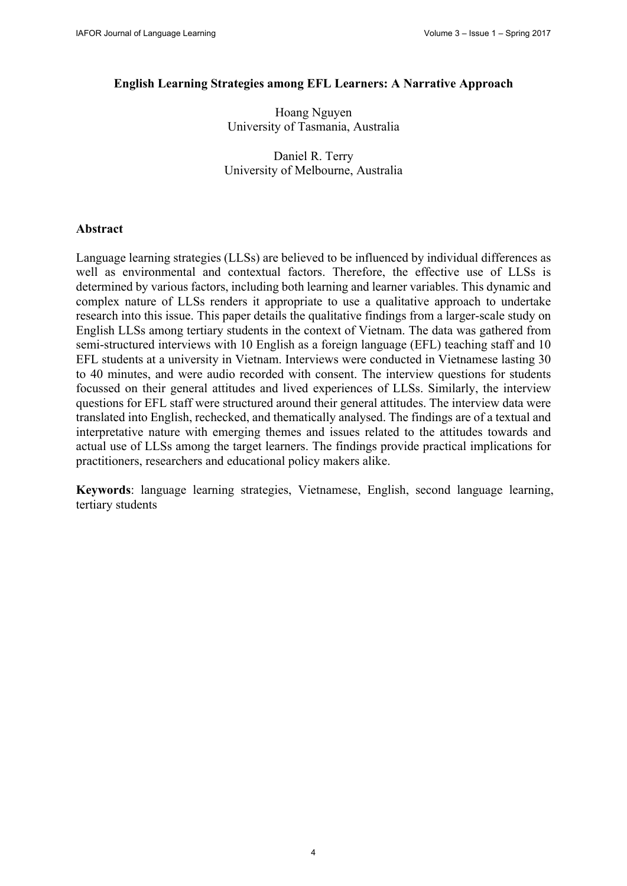# English Learning Strategies among EFL Learners: A Narrative Approach

Hoang Nguyen
University of Tasmania, Australia

Daniel R. Terry
University of Melbourne, Australia

## Abstract

Language learning strategies (LLSs) are believed to be influenced by individual differences as well as environmental and contextual factors. Therefore, the effective use of LLSs is determined by various factors, including both learning and learner variables. This dynamic and complex nature of LLSs renders it appropriate to use a qualitative approach to undertake research into this issue. This paper details the qualitative findings from a larger-scale study on English LLSs among tertiary students in the context of Vietnam. The data was gathered from semi-structured interviews with 10 English as a foreign language (EFL) teaching staff and 10 EFL students at a university in Vietnam. Interviews were conducted in Vietnamese lasting 30 to 40 minutes, and were audio recorded with consent. The interview questions for students focussed on their general attitudes and lived experiences of LLSs. Similarly, the interview questions for EFL staff were structured around their general attitudes. The interview data were translated into English, rechecked, and thematically analysed. The findings are of a textual and interpretative nature with emerging themes and issues related to the attitudes towards and actual use of LLSs among the target learners. The findings provide practical implications for practitioners, researchers and educational policy makers alike.

**Keywords**: language learning strategies, Vietnamese, English, second language learning, tertiary students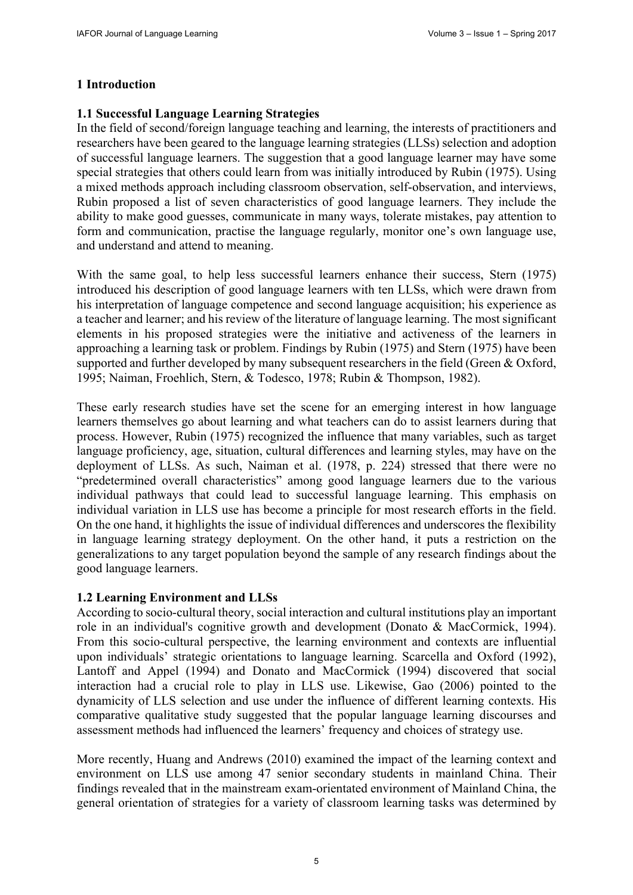## 1 Introduction

### 1.1 Successful Language Learning Strategies

In the field of second/foreign language teaching and learning, the interests of practitioners and researchers have been geared to the language learning strategies (LLSs) selection and adoption of successful language learners. The suggestion that a good language learner may have some special strategies that others could learn from was initially introduced by Rubin (1975). Using a mixed methods approach including classroom observation, self-observation, and interviews, Rubin proposed a list of seven characteristics of good language learners. They include the ability to make good guesses, communicate in many ways, tolerate mistakes, pay attention to form and communication, practise the language regularly, monitor one's own language use, and understand and attend to meaning.

With the same goal, to help less successful learners enhance their success, Stern (1975) introduced his description of good language learners with ten LLSs, which were drawn from his interpretation of language competence and second language acquisition; his experience as a teacher and learner; and his review of the literature of language learning. The most significant elements in his proposed strategies were the initiative and activeness of the learners in approaching a learning task or problem. Findings by Rubin (1975) and Stern (1975) have been supported and further developed by many subsequent researchers in the field (Green & Oxford, 1995; Naiman, Froehlich, Stern, & Todesco, 1978; Rubin & Thompson, 1982).

These early research studies have set the scene for an emerging interest in how language learners themselves go about learning and what teachers can do to assist learners during that process. However, Rubin (1975) recognized the influence that many variables, such as target language proficiency, age, situation, cultural differences and learning styles, may have on the deployment of LLSs. As such, Naiman et al. (1978, p. 224) stressed that there were no "predetermined overall characteristics" among good language learners due to the various individual pathways that could lead to successful language learning. This emphasis on individual variation in LLS use has become a principle for most research efforts in the field. On the one hand, it highlights the issue of individual differences and underscores the flexibility in language learning strategy deployment. On the other hand, it puts a restriction on the generalizations to any target population beyond the sample of any research findings about the good language learners.

### 1.2 Learning Environment and LLSs

According to socio-cultural theory, social interaction and cultural institutions play an important role in an individual's cognitive growth and development (Donato & MacCormick, 1994). From this socio-cultural perspective, the learning environment and contexts are influential upon individuals' strategic orientations to language learning. Scarcella and Oxford (1992), Lantoff and Appel (1994) and Donato and MacCormick (1994) discovered that social interaction had a crucial role to play in LLS use. Likewise, Gao (2006) pointed to the dynamicity of LLS selection and use under the influence of different learning contexts. His comparative qualitative study suggested that the popular language learning discourses and assessment methods had influenced the learners' frequency and choices of strategy use.

More recently, Huang and Andrews (2010) examined the impact of the learning context and environment on LLS use among 47 senior secondary students in mainland China. Their findings revealed that in the mainstream exam-orientated environment of Mainland China, the general orientation of strategies for a variety of classroom learning tasks was determined by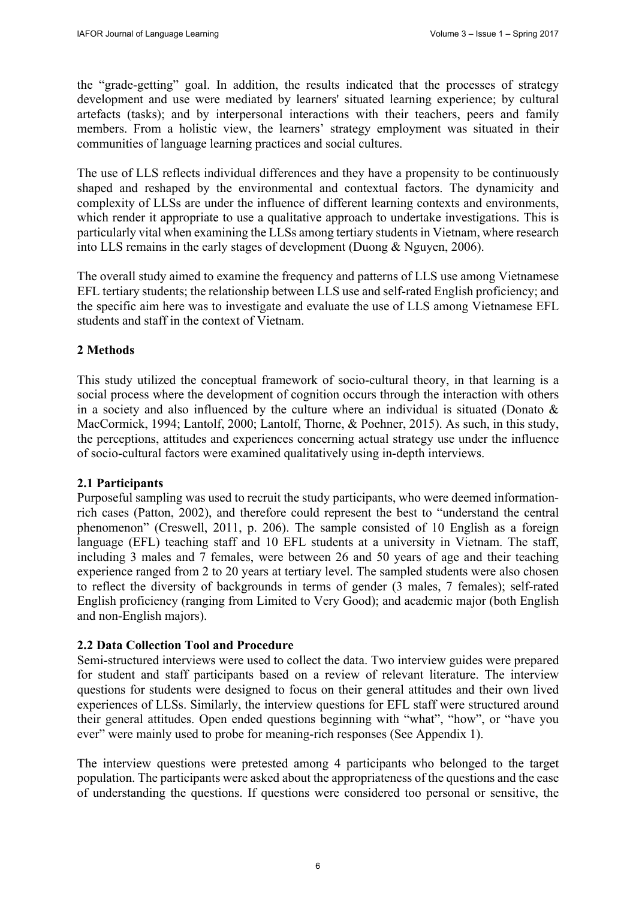the "grade-getting" goal. In addition, the results indicated that the processes of strategy development and use were mediated by learners' situated learning experience; by cultural artefacts (tasks); and by interpersonal interactions with their teachers, peers and family members. From a holistic view, the learners' strategy employment was situated in their communities of language learning practices and social cultures.

The use of LLS reflects individual differences and they have a propensity to be continuously shaped and reshaped by the environmental and contextual factors. The dynamicity and complexity of LLSs are under the influence of different learning contexts and environments, which render it appropriate to use a qualitative approach to undertake investigations. This is particularly vital when examining the LLSs among tertiary students in Vietnam, where research into LLS remains in the early stages of development (Duong & Nguyen, 2006).

The overall study aimed to examine the frequency and patterns of LLS use among Vietnamese EFL tertiary students; the relationship between LLS use and self-rated English proficiency; and the specific aim here was to investigate and evaluate the use of LLS among Vietnamese EFL students and staff in the context of Vietnam.

## 2 Methods

This study utilized the conceptual framework of socio-cultural theory, in that learning is a social process where the development of cognition occurs through the interaction with others in a society and also influenced by the culture where an individual is situated (Donato & MacCormick, 1994; Lantolf, 2000; Lantolf, Thorne, & Poehner, 2015). As such, in this study, the perceptions, attitudes and experiences concerning actual strategy use under the influence of socio-cultural factors were examined qualitatively using in-depth interviews.

### 2.1 Participants

Purposeful sampling was used to recruit the study participants, who were deemed information-rich cases (Patton, 2002), and therefore could represent the best to "understand the central phenomenon" (Creswell, 2011, p. 206). The sample consisted of 10 English as a foreign language (EFL) teaching staff and 10 EFL students at a university in Vietnam. The staff, including 3 males and 7 females, were between 26 and 50 years of age and their teaching experience ranged from 2 to 20 years at tertiary level. The sampled students were also chosen to reflect the diversity of backgrounds in terms of gender (3 males, 7 females); self-rated English proficiency (ranging from Limited to Very Good); and academic major (both English and non-English majors).

### 2.2 Data Collection Tool and Procedure

Semi-structured interviews were used to collect the data. Two interview guides were prepared for student and staff participants based on a review of relevant literature. The interview questions for students were designed to focus on their general attitudes and their own lived experiences of LLSs. Similarly, the interview questions for EFL staff were structured around their general attitudes. Open ended questions beginning with "what", "how", or "have you ever" were mainly used to probe for meaning-rich responses (See Appendix 1).

The interview questions were pretested among 4 participants who belonged to the target population. The participants were asked about the appropriateness of the questions and the ease of understanding the questions. If questions were considered too personal or sensitive, the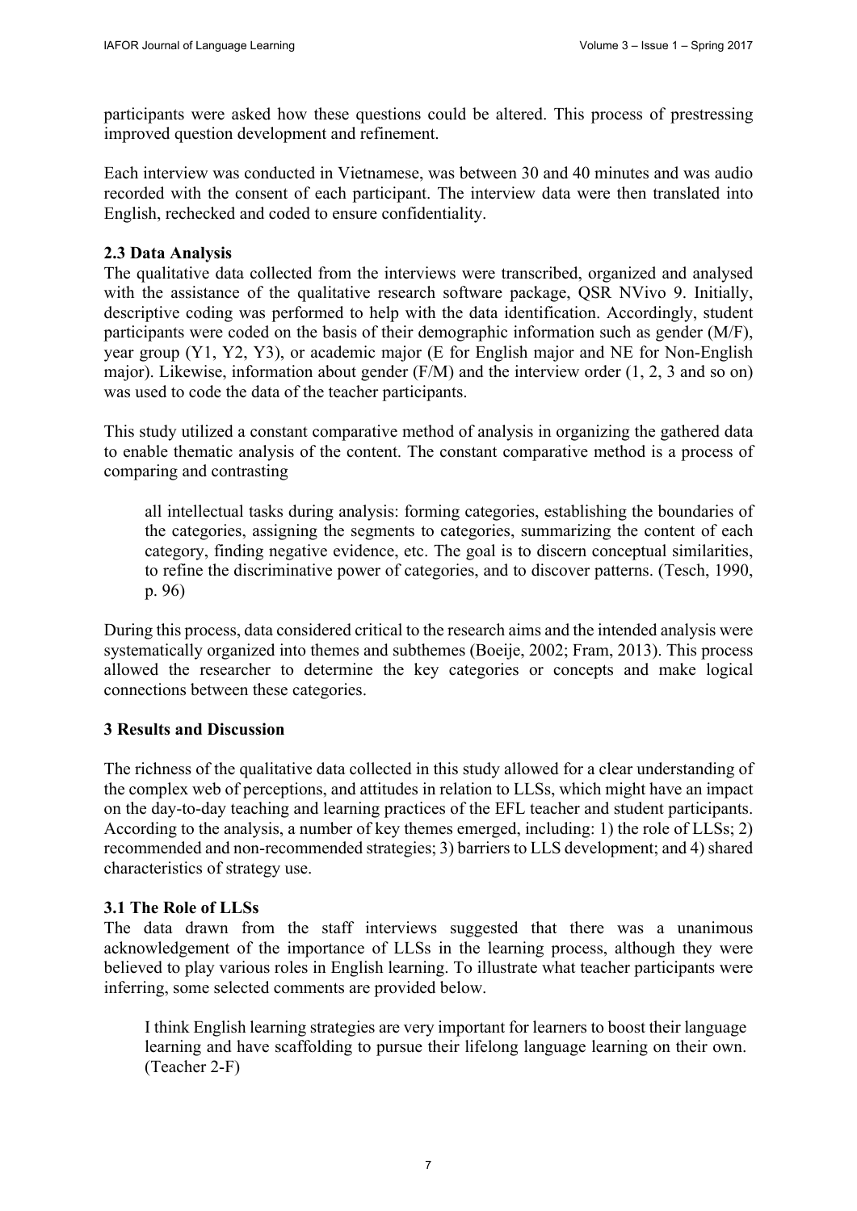participants were asked how these questions could be altered. This process of prestressing improved question development and refinement.

Each interview was conducted in Vietnamese, was between 30 and 40 minutes and was audio recorded with the consent of each participant. The interview data were then translated into English, rechecked and coded to ensure confidentiality.

### 2.3 Data Analysis

The qualitative data collected from the interviews were transcribed, organized and analysed with the assistance of the qualitative research software package, QSR NVivo 9. Initially, descriptive coding was performed to help with the data identification. Accordingly, student participants were coded on the basis of their demographic information such as gender (M/F), year group (Y1, Y2, Y3), or academic major (E for English major and NE for Non-English major). Likewise, information about gender (F/M) and the interview order (1, 2, 3 and so on) was used to code the data of the teacher participants.

This study utilized a constant comparative method of analysis in organizing the gathered data to enable thematic analysis of the content. The constant comparative method is a process of comparing and contrasting

> all intellectual tasks during analysis: forming categories, establishing the boundaries of the categories, assigning the segments to categories, summarizing the content of each category, finding negative evidence, etc. The goal is to discern conceptual similarities, to refine the discriminative power of categories, and to discover patterns. (Tesch, 1990, p. 96)

During this process, data considered critical to the research aims and the intended analysis were systematically organized into themes and subthemes (Boeije, 2002; Fram, 2013). This process allowed the researcher to determine the key categories or concepts and make logical connections between these categories.

## 3 Results and Discussion

The richness of the qualitative data collected in this study allowed for a clear understanding of the complex web of perceptions, and attitudes in relation to LLSs, which might have an impact on the day-to-day teaching and learning practices of the EFL teacher and student participants. According to the analysis, a number of key themes emerged, including: 1) the role of LLSs; 2) recommended and non-recommended strategies; 3) barriers to LLS development; and 4) shared characteristics of strategy use.

### 3.1 The Role of LLSs

The data drawn from the staff interviews suggested that there was a unanimous acknowledgement of the importance of LLSs in the learning process, although they were believed to play various roles in English learning. To illustrate what teacher participants were inferring, some selected comments are provided below.

> I think English learning strategies are very important for learners to boost their language learning and have scaffolding to pursue their lifelong language learning on their own. (Teacher 2-F)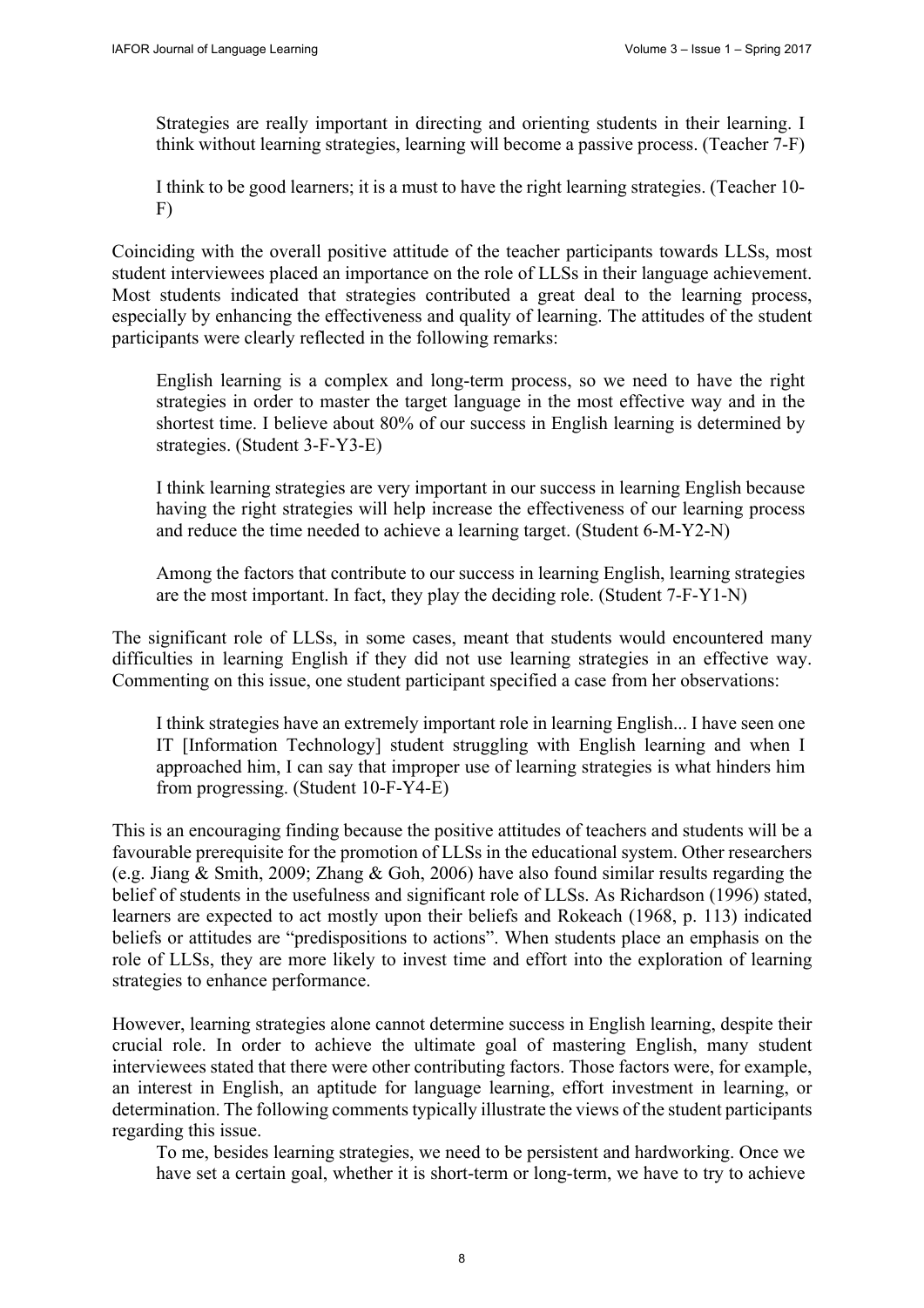Strategies are really important in directing and orienting students in their learning. I think without learning strategies, learning will become a passive process. (Teacher 7-F)

> I think to be good learners; it is a must to have the right learning strategies. (Teacher 10-F)

Coinciding with the overall positive attitude of the teacher participants towards LLSs, most student interviewees placed an importance on the role of LLSs in their language achievement. Most students indicated that strategies contributed a great deal to the learning process, especially by enhancing the effectiveness and quality of learning. The attitudes of the student participants were clearly reflected in the following remarks:

> English learning is a complex and long-term process, so we need to have the right strategies in order to master the target language in the most effective way and in the shortest time. I believe about 80% of our success in English learning is determined by strategies. (Student 3-F-Y3-E)

> I think learning strategies are very important in our success in learning English because having the right strategies will help increase the effectiveness of our learning process and reduce the time needed to achieve a learning target. (Student 6-M-Y2-N)

> Among the factors that contribute to our success in learning English, learning strategies are the most important. In fact, they play the deciding role. (Student 7-F-Y1-N)

The significant role of LLSs, in some cases, meant that students would encountered many difficulties in learning English if they did not use learning strategies in an effective way. Commenting on this issue, one student participant specified a case from her observations:

> I think strategies have an extremely important role in learning English... I have seen one IT [Information Technology] student struggling with English learning and when I approached him, I can say that improper use of learning strategies is what hinders him from progressing. (Student 10-F-Y4-E)

This is an encouraging finding because the positive attitudes of teachers and students will be a favourable prerequisite for the promotion of LLSs in the educational system. Other researchers (e.g. Jiang & Smith, 2009; Zhang & Goh, 2006) have also found similar results regarding the belief of students in the usefulness and significant role of LLSs. As Richardson (1996) stated, learners are expected to act mostly upon their beliefs and Rokeach (1968, p. 113) indicated beliefs or attitudes are "predispositions to actions". When students place an emphasis on the role of LLSs, they are more likely to invest time and effort into the exploration of learning strategies to enhance performance.

However, learning strategies alone cannot determine success in English learning, despite their crucial role. In order to achieve the ultimate goal of mastering English, many student interviewees stated that there were other contributing factors. Those factors were, for example, an interest in English, an aptitude for language learning, effort investment in learning, or determination. The following comments typically illustrate the views of the student participants regarding this issue.

> To me, besides learning strategies, we need to be persistent and hardworking. Once we have set a certain goal, whether it is short-term or long-term, we have to try to achieve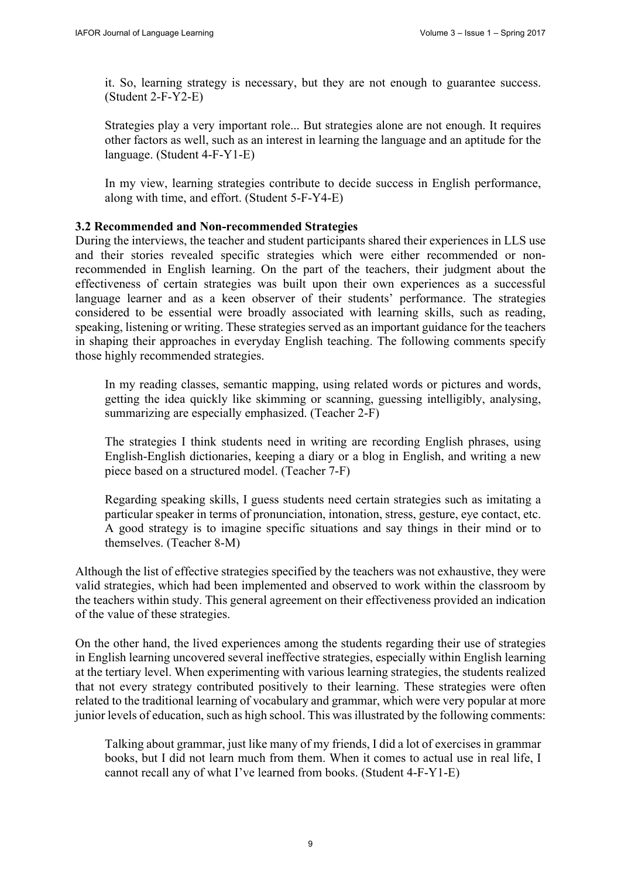> it. So, learning strategy is necessary, but they are not enough to guarantee success. (Student 2-F-Y2-E)

> Strategies play a very important role... But strategies alone are not enough. It requires other factors as well, such as an interest in learning the language and an aptitude for the language. (Student 4-F-Y1-E)

> In my view, learning strategies contribute to decide success in English performance, along with time, and effort. (Student 5-F-Y4-E)

### 3.2 Recommended and Non-recommended Strategies

During the interviews, the teacher and student participants shared their experiences in LLS use and their stories revealed specific strategies which were either recommended or non-recommended in English learning. On the part of the teachers, their judgment about the effectiveness of certain strategies was built upon their own experiences as a successful language learner and as a keen observer of their students' performance. The strategies considered to be essential were broadly associated with learning skills, such as reading, speaking, listening or writing. These strategies served as an important guidance for the teachers in shaping their approaches in everyday English teaching. The following comments specify those highly recommended strategies.

> In my reading classes, semantic mapping, using related words or pictures and words, getting the idea quickly like skimming or scanning, guessing intelligibly, analysing, summarizing are especially emphasized. (Teacher 2-F)

> The strategies I think students need in writing are recording English phrases, using English-English dictionaries, keeping a diary or a blog in English, and writing a new piece based on a structured model. (Teacher 7-F)

> Regarding speaking skills, I guess students need certain strategies such as imitating a particular speaker in terms of pronunciation, intonation, stress, gesture, eye contact, etc. A good strategy is to imagine specific situations and say things in their mind or to themselves. (Teacher 8-M)

Although the list of effective strategies specified by the teachers was not exhaustive, they were valid strategies, which had been implemented and observed to work within the classroom by the teachers within study. This general agreement on their effectiveness provided an indication of the value of these strategies.

On the other hand, the lived experiences among the students regarding their use of strategies in English learning uncovered several ineffective strategies, especially within English learning at the tertiary level. When experimenting with various learning strategies, the students realized that not every strategy contributed positively to their learning. These strategies were often related to the traditional learning of vocabulary and grammar, which were very popular at more junior levels of education, such as high school. This was illustrated by the following comments:

> Talking about grammar, just like many of my friends, I did a lot of exercises in grammar books, but I did not learn much from them. When it comes to actual use in real life, I cannot recall any of what I've learned from books. (Student 4-F-Y1-E)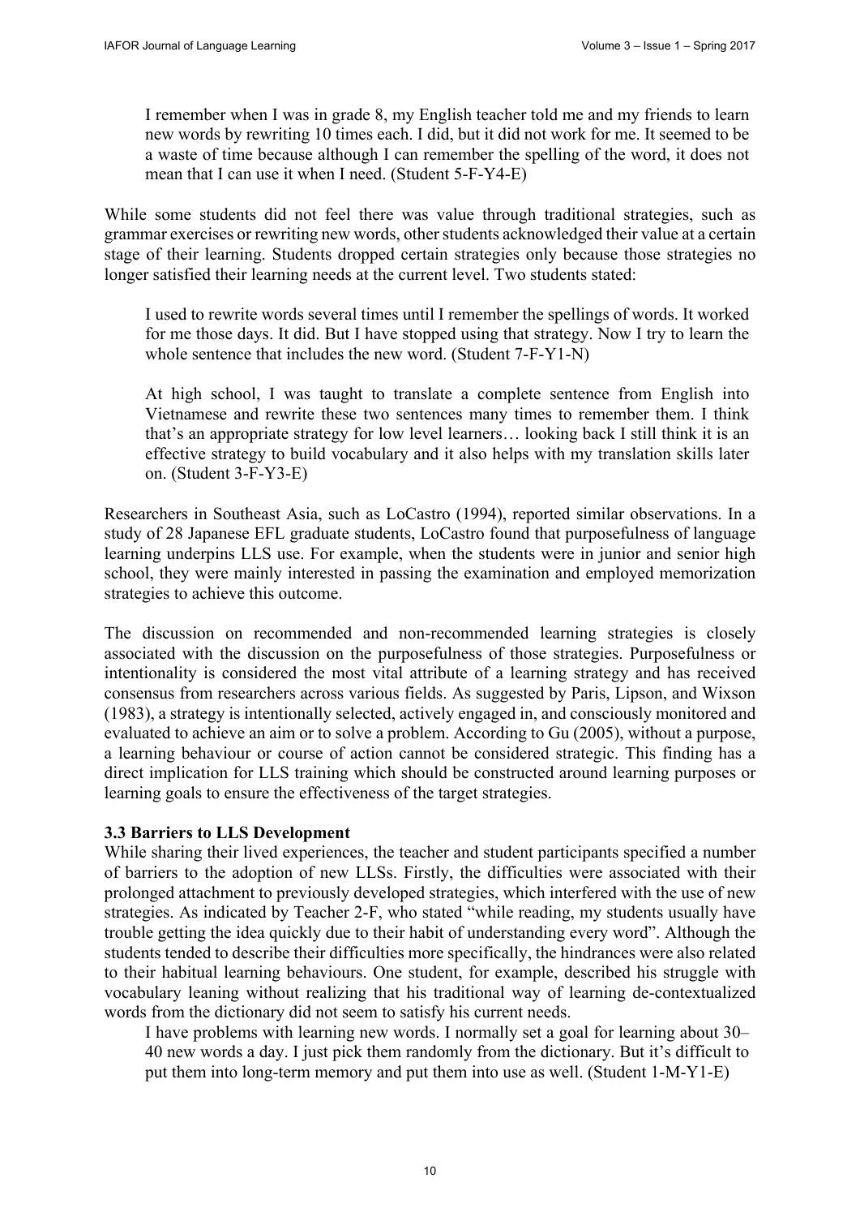> I remember when I was in grade 8, my English teacher told me and my friends to learn new words by rewriting 10 times each. I did, but it did not work for me. It seemed to be a waste of time because although I can remember the spelling of the word, it does not mean that I can use it when I need. (Student 5-F-Y4-E)

While some students did not feel there was value through traditional strategies, such as grammar exercises or rewriting new words, other students acknowledged their value at a certain stage of their learning. Students dropped certain strategies only because those strategies no longer satisfied their learning needs at the current level. Two students stated:

> I used to rewrite words several times until I remember the spellings of words. It worked for me those days. It did. But I have stopped using that strategy. Now I try to learn the whole sentence that includes the new word. (Student 7-F-Y1-N)

> At high school, I was taught to translate a complete sentence from English into Vietnamese and rewrite these two sentences many times to remember them. I think that's an appropriate strategy for low level learners… looking back I still think it is an effective strategy to build vocabulary and it also helps with my translation skills later on. (Student 3-F-Y3-E)

Researchers in Southeast Asia, such as LoCastro (1994), reported similar observations. In a study of 28 Japanese EFL graduate students, LoCastro found that purposefulness of language learning underpins LLS use. For example, when the students were in junior and senior high school, they were mainly interested in passing the examination and employed memorization strategies to achieve this outcome.

The discussion on recommended and non-recommended learning strategies is closely associated with the discussion on the purposefulness of those strategies. Purposefulness or intentionality is considered the most vital attribute of a learning strategy and has received consensus from researchers across various fields. As suggested by Paris, Lipson, and Wixson (1983), a strategy is intentionally selected, actively engaged in, and consciously monitored and evaluated to achieve an aim or to solve a problem. According to Gu (2005), without a purpose, a learning behaviour or course of action cannot be considered strategic. This finding has a direct implication for LLS training which should be constructed around learning purposes or learning goals to ensure the effectiveness of the target strategies.

### 3.3 Barriers to LLS Development

While sharing their lived experiences, the teacher and student participants specified a number of barriers to the adoption of new LLSs. Firstly, the difficulties were associated with their prolonged attachment to previously developed strategies, which interfered with the use of new strategies. As indicated by Teacher 2-F, who stated "while reading, my students usually have trouble getting the idea quickly due to their habit of understanding every word". Although the students tended to describe their difficulties more specifically, the hindrances were also related to their habitual learning behaviours. One student, for example, described his struggle with vocabulary leaning without realizing that his traditional way of learning de-contextualized words from the dictionary did not seem to satisfy his current needs.

> I have problems with learning new words. I normally set a goal for learning about 30–40 new words a day. I just pick them randomly from the dictionary. But it's difficult to put them into long-term memory and put them into use as well. (Student 1-M-Y1-E)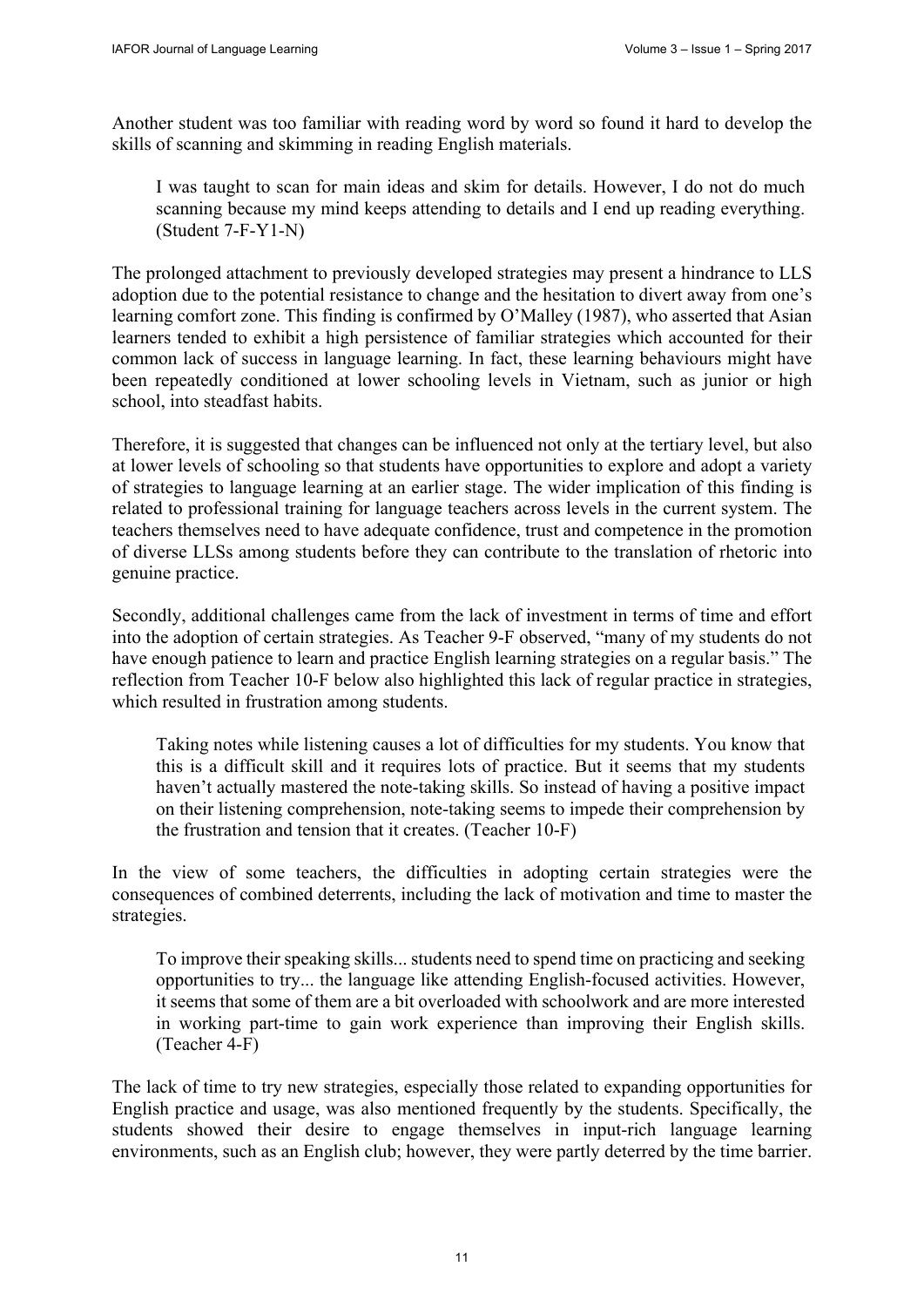Another student was too familiar with reading word by word so found it hard to develop the skills of scanning and skimming in reading English materials.

> I was taught to scan for main ideas and skim for details. However, I do not do much scanning because my mind keeps attending to details and I end up reading everything. (Student 7-F-Y1-N)

The prolonged attachment to previously developed strategies may present a hindrance to LLS adoption due to the potential resistance to change and the hesitation to divert away from one's learning comfort zone. This finding is confirmed by O'Malley (1987), who asserted that Asian learners tended to exhibit a high persistence of familiar strategies which accounted for their common lack of success in language learning. In fact, these learning behaviours might have been repeatedly conditioned at lower schooling levels in Vietnam, such as junior or high school, into steadfast habits.

Therefore, it is suggested that changes can be influenced not only at the tertiary level, but also at lower levels of schooling so that students have opportunities to explore and adopt a variety of strategies to language learning at an earlier stage. The wider implication of this finding is related to professional training for language teachers across levels in the current system. The teachers themselves need to have adequate confidence, trust and competence in the promotion of diverse LLSs among students before they can contribute to the translation of rhetoric into genuine practice.

Secondly, additional challenges came from the lack of investment in terms of time and effort into the adoption of certain strategies. As Teacher 9-F observed, "many of my students do not have enough patience to learn and practice English learning strategies on a regular basis." The reflection from Teacher 10-F below also highlighted this lack of regular practice in strategies, which resulted in frustration among students.

> Taking notes while listening causes a lot of difficulties for my students. You know that this is a difficult skill and it requires lots of practice. But it seems that my students haven't actually mastered the note-taking skills. So instead of having a positive impact on their listening comprehension, note-taking seems to impede their comprehension by the frustration and tension that it creates. (Teacher 10-F)

In the view of some teachers, the difficulties in adopting certain strategies were the consequences of combined deterrents, including the lack of motivation and time to master the strategies.

> To improve their speaking skills... students need to spend time on practicing and seeking opportunities to try... the language like attending English-focused activities. However, it seems that some of them are a bit overloaded with schoolwork and are more interested in working part-time to gain work experience than improving their English skills. (Teacher 4-F)

The lack of time to try new strategies, especially those related to expanding opportunities for English practice and usage, was also mentioned frequently by the students. Specifically, the students showed their desire to engage themselves in input-rich language learning environments, such as an English club; however, they were partly deterred by the time barrier.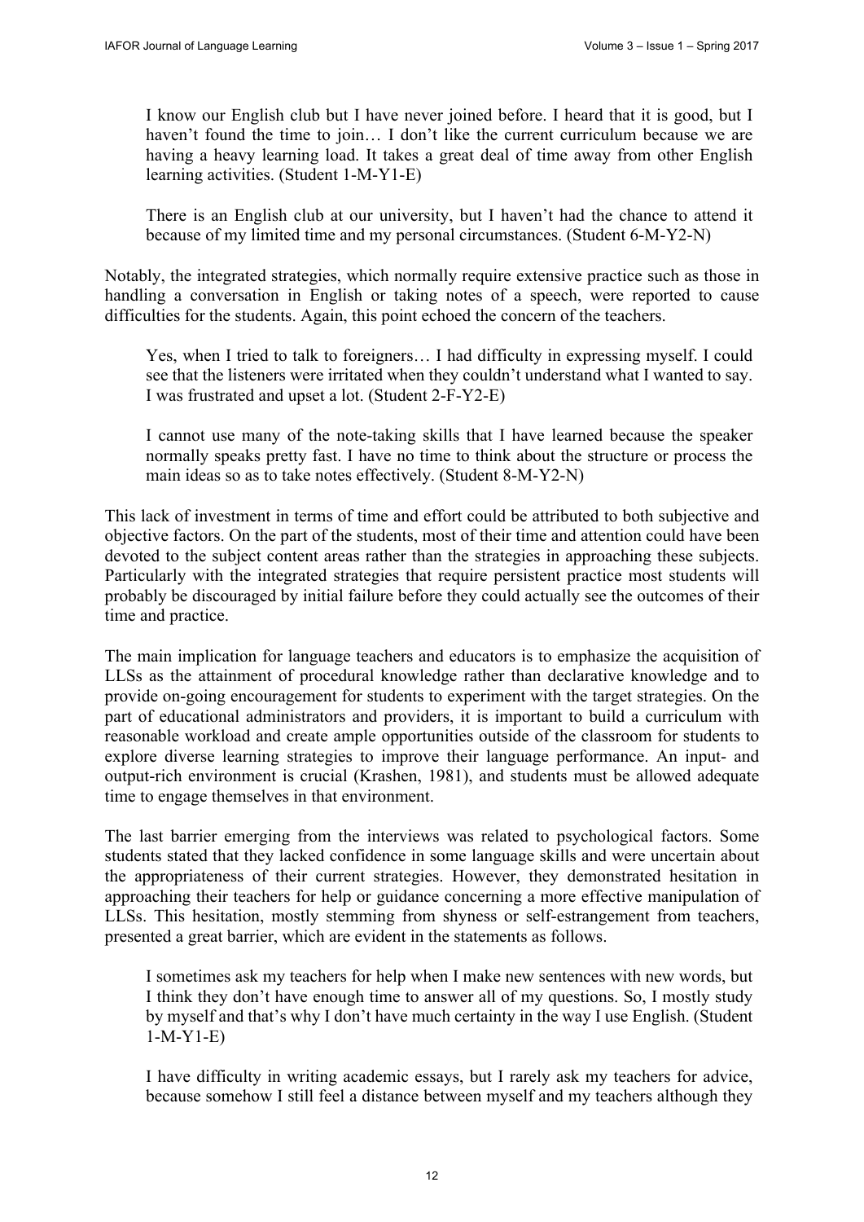> I know our English club but I have never joined before. I heard that it is good, but I haven't found the time to join… I don't like the current curriculum because we are having a heavy learning load. It takes a great deal of time away from other English learning activities. (Student 1-M-Y1-E)

> There is an English club at our university, but I haven't had the chance to attend it because of my limited time and my personal circumstances. (Student 6-M-Y2-N)

Notably, the integrated strategies, which normally require extensive practice such as those in handling a conversation in English or taking notes of a speech, were reported to cause difficulties for the students. Again, this point echoed the concern of the teachers.

> Yes, when I tried to talk to foreigners… I had difficulty in expressing myself. I could see that the listeners were irritated when they couldn't understand what I wanted to say. I was frustrated and upset a lot. (Student 2-F-Y2-E)

> I cannot use many of the note-taking skills that I have learned because the speaker normally speaks pretty fast. I have no time to think about the structure or process the main ideas so as to take notes effectively. (Student 8-M-Y2-N)

This lack of investment in terms of time and effort could be attributed to both subjective and objective factors. On the part of the students, most of their time and attention could have been devoted to the subject content areas rather than the strategies in approaching these subjects. Particularly with the integrated strategies that require persistent practice most students will probably be discouraged by initial failure before they could actually see the outcomes of their time and practice.

The main implication for language teachers and educators is to emphasize the acquisition of LLSs as the attainment of procedural knowledge rather than declarative knowledge and to provide on-going encouragement for students to experiment with the target strategies. On the part of educational administrators and providers, it is important to build a curriculum with reasonable workload and create ample opportunities outside of the classroom for students to explore diverse learning strategies to improve their language performance. An input- and output-rich environment is crucial (Krashen, 1981), and students must be allowed adequate time to engage themselves in that environment.

The last barrier emerging from the interviews was related to psychological factors. Some students stated that they lacked confidence in some language skills and were uncertain about the appropriateness of their current strategies. However, they demonstrated hesitation in approaching their teachers for help or guidance concerning a more effective manipulation of LLSs. This hesitation, mostly stemming from shyness or self-estrangement from teachers, presented a great barrier, which are evident in the statements as follows.

> I sometimes ask my teachers for help when I make new sentences with new words, but I think they don't have enough time to answer all of my questions. So, I mostly study by myself and that's why I don't have much certainty in the way I use English. (Student 1-M-Y1-E)

> I have difficulty in writing academic essays, but I rarely ask my teachers for advice, because somehow I still feel a distance between myself and my teachers although they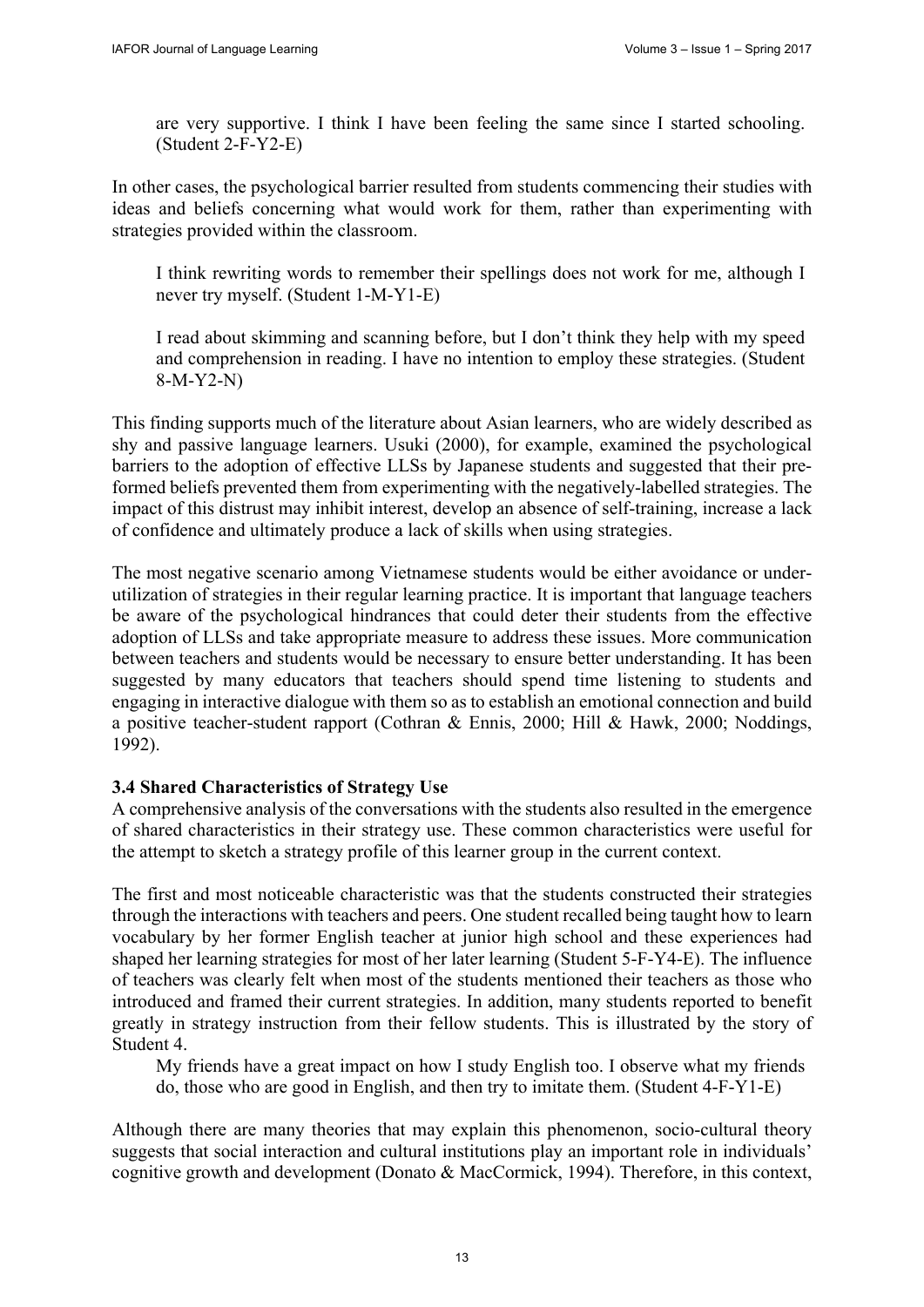> are very supportive. I think I have been feeling the same since I started schooling. (Student 2-F-Y2-E)

In other cases, the psychological barrier resulted from students commencing their studies with ideas and beliefs concerning what would work for them, rather than experimenting with strategies provided within the classroom.

> I think rewriting words to remember their spellings does not work for me, although I never try myself. (Student 1-M-Y1-E)

> I read about skimming and scanning before, but I don't think they help with my speed and comprehension in reading. I have no intention to employ these strategies. (Student 8-M-Y2-N)

This finding supports much of the literature about Asian learners, who are widely described as shy and passive language learners. Usuki (2000), for example, examined the psychological barriers to the adoption of effective LLSs by Japanese students and suggested that their pre-formed beliefs prevented them from experimenting with the negatively-labelled strategies. The impact of this distrust may inhibit interest, develop an absence of self-training, increase a lack of confidence and ultimately produce a lack of skills when using strategies.

The most negative scenario among Vietnamese students would be either avoidance or under-utilization of strategies in their regular learning practice. It is important that language teachers be aware of the psychological hindrances that could deter their students from the effective adoption of LLSs and take appropriate measure to address these issues. More communication between teachers and students would be necessary to ensure better understanding. It has been suggested by many educators that teachers should spend time listening to students and engaging in interactive dialogue with them so as to establish an emotional connection and build a positive teacher-student rapport (Cothran & Ennis, 2000; Hill & Hawk, 2000; Noddings, 1992).

### 3.4 Shared Characteristics of Strategy Use

A comprehensive analysis of the conversations with the students also resulted in the emergence of shared characteristics in their strategy use. These common characteristics were useful for the attempt to sketch a strategy profile of this learner group in the current context.

The first and most noticeable characteristic was that the students constructed their strategies through the interactions with teachers and peers. One student recalled being taught how to learn vocabulary by her former English teacher at junior high school and these experiences had shaped her learning strategies for most of her later learning (Student 5-F-Y4-E). The influence of teachers was clearly felt when most of the students mentioned their teachers as those who introduced and framed their current strategies. In addition, many students reported to benefit greatly in strategy instruction from their fellow students. This is illustrated by the story of Student 4.

> My friends have a great impact on how I study English too. I observe what my friends do, those who are good in English, and then try to imitate them. (Student 4-F-Y1-E)

Although there are many theories that may explain this phenomenon, socio-cultural theory suggests that social interaction and cultural institutions play an important role in individuals' cognitive growth and development (Donato & MacCormick, 1994). Therefore, in this context,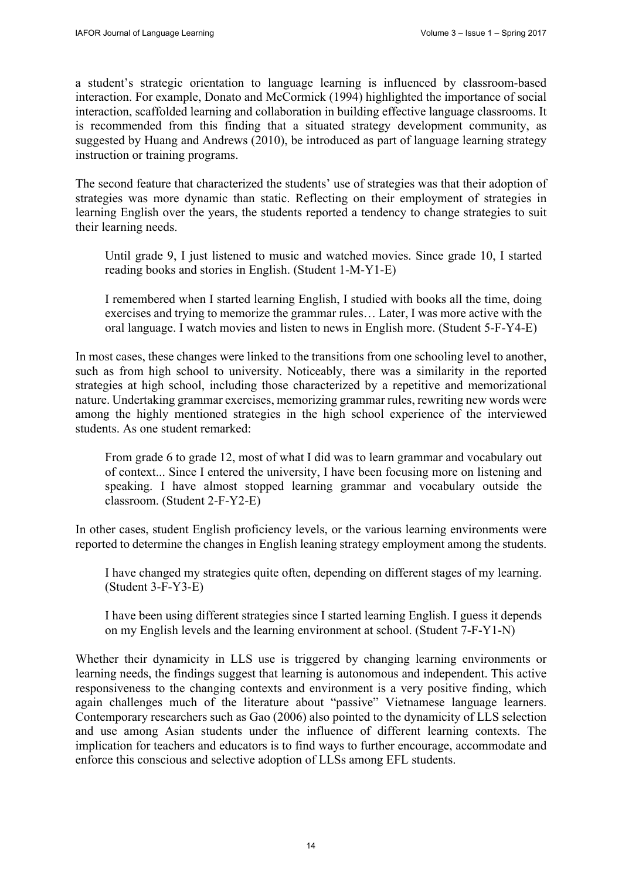a student's strategic orientation to language learning is influenced by classroom-based interaction. For example, Donato and McCormick (1994) highlighted the importance of social interaction, scaffolded learning and collaboration in building effective language classrooms. It is recommended from this finding that a situated strategy development community, as suggested by Huang and Andrews (2010), be introduced as part of language learning strategy instruction or training programs.

The second feature that characterized the students' use of strategies was that their adoption of strategies was more dynamic than static. Reflecting on their employment of strategies in learning English over the years, the students reported a tendency to change strategies to suit their learning needs.

> Until grade 9, I just listened to music and watched movies. Since grade 10, I started reading books and stories in English. (Student 1-M-Y1-E)

> I remembered when I started learning English, I studied with books all the time, doing exercises and trying to memorize the grammar rules… Later, I was more active with the oral language. I watch movies and listen to news in English more. (Student 5-F-Y4-E)

In most cases, these changes were linked to the transitions from one schooling level to another, such as from high school to university. Noticeably, there was a similarity in the reported strategies at high school, including those characterized by a repetitive and memorizational nature. Undertaking grammar exercises, memorizing grammar rules, rewriting new words were among the highly mentioned strategies in the high school experience of the interviewed students. As one student remarked:

> From grade 6 to grade 12, most of what I did was to learn grammar and vocabulary out of context... Since I entered the university, I have been focusing more on listening and speaking. I have almost stopped learning grammar and vocabulary outside the classroom. (Student 2-F-Y2-E)

In other cases, student English proficiency levels, or the various learning environments were reported to determine the changes in English leaning strategy employment among the students.

> I have changed my strategies quite often, depending on different stages of my learning. (Student 3-F-Y3-E)

> I have been using different strategies since I started learning English. I guess it depends on my English levels and the learning environment at school. (Student 7-F-Y1-N)

Whether their dynamicity in LLS use is triggered by changing learning environments or learning needs, the findings suggest that learning is autonomous and independent. This active responsiveness to the changing contexts and environment is a very positive finding, which again challenges much of the literature about "passive" Vietnamese language learners. Contemporary researchers such as Gao (2006) also pointed to the dynamicity of LLS selection and use among Asian students under the influence of different learning contexts. The implication for teachers and educators is to find ways to further encourage, accommodate and enforce this conscious and selective adoption of LLSs among EFL students.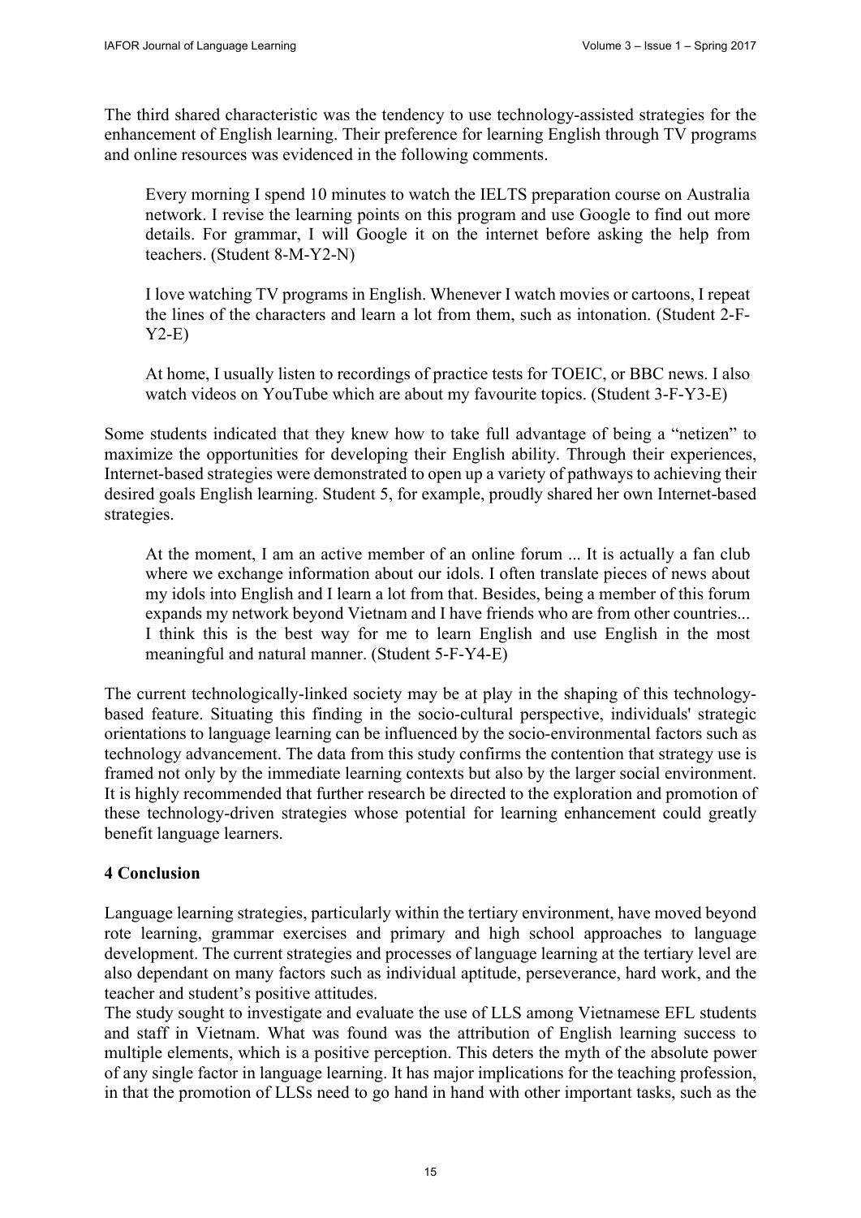The third shared characteristic was the tendency to use technology-assisted strategies for the enhancement of English learning. Their preference for learning English through TV programs and online resources was evidenced in the following comments.

> Every morning I spend 10 minutes to watch the IELTS preparation course on Australia network. I revise the learning points on this program and use Google to find out more details. For grammar, I will Google it on the internet before asking the help from teachers. (Student 8-M-Y2-N)

> I love watching TV programs in English. Whenever I watch movies or cartoons, I repeat the lines of the characters and learn a lot from them, such as intonation. (Student 2-F-Y2-E)

> At home, I usually listen to recordings of practice tests for TOEIC, or BBC news. I also watch videos on YouTube which are about my favourite topics. (Student 3-F-Y3-E)

Some students indicated that they knew how to take full advantage of being a "netizen" to maximize the opportunities for developing their English ability. Through their experiences, Internet-based strategies were demonstrated to open up a variety of pathways to achieving their desired goals English learning. Student 5, for example, proudly shared her own Internet-based strategies.

> At the moment, I am an active member of an online forum ... It is actually a fan club where we exchange information about our idols. I often translate pieces of news about my idols into English and I learn a lot from that. Besides, being a member of this forum expands my network beyond Vietnam and I have friends who are from other countries... I think this is the best way for me to learn English and use English in the most meaningful and natural manner. (Student 5-F-Y4-E)

The current technologically-linked society may be at play in the shaping of this technology-based feature. Situating this finding in the socio-cultural perspective, individuals' strategic orientations to language learning can be influenced by the socio-environmental factors such as technology advancement. The data from this study confirms the contention that strategy use is framed not only by the immediate learning contexts but also by the larger social environment. It is highly recommended that further research be directed to the exploration and promotion of these technology-driven strategies whose potential for learning enhancement could greatly benefit language learners.

## 4 Conclusion

Language learning strategies, particularly within the tertiary environment, have moved beyond rote learning, grammar exercises and primary and high school approaches to language development. The current strategies and processes of language learning at the tertiary level are also dependant on many factors such as individual aptitude, perseverance, hard work, and the teacher and student's positive attitudes.

The study sought to investigate and evaluate the use of LLS among Vietnamese EFL students and staff in Vietnam. What was found was the attribution of English learning success to multiple elements, which is a positive perception. This deters the myth of the absolute power of any single factor in language learning. It has major implications for the teaching profession, in that the promotion of LLSs need to go hand in hand with other important tasks, such as the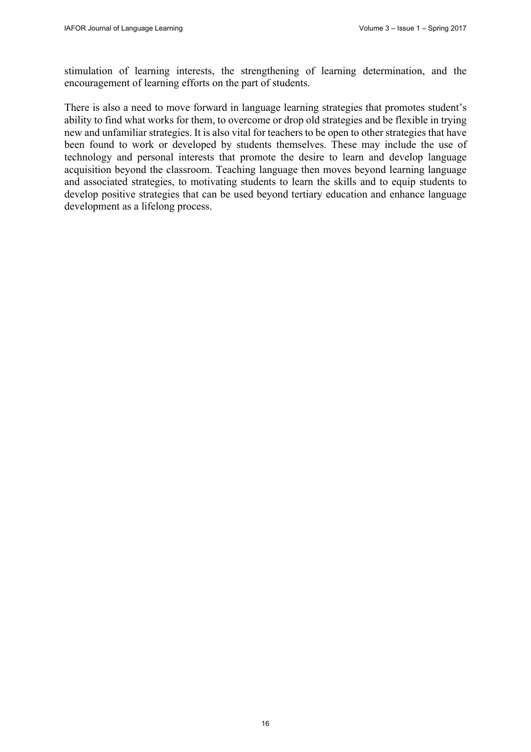stimulation of learning interests, the strengthening of learning determination, and the encouragement of learning efforts on the part of students.

There is also a need to move forward in language learning strategies that promotes student's ability to find what works for them, to overcome or drop old strategies and be flexible in trying new and unfamiliar strategies. It is also vital for teachers to be open to other strategies that have been found to work or developed by students themselves. These may include the use of technology and personal interests that promote the desire to learn and develop language acquisition beyond the classroom. Teaching language then moves beyond learning language and associated strategies, to motivating students to learn the skills and to equip students to develop positive strategies that can be used beyond tertiary education and enhance language development as a lifelong process.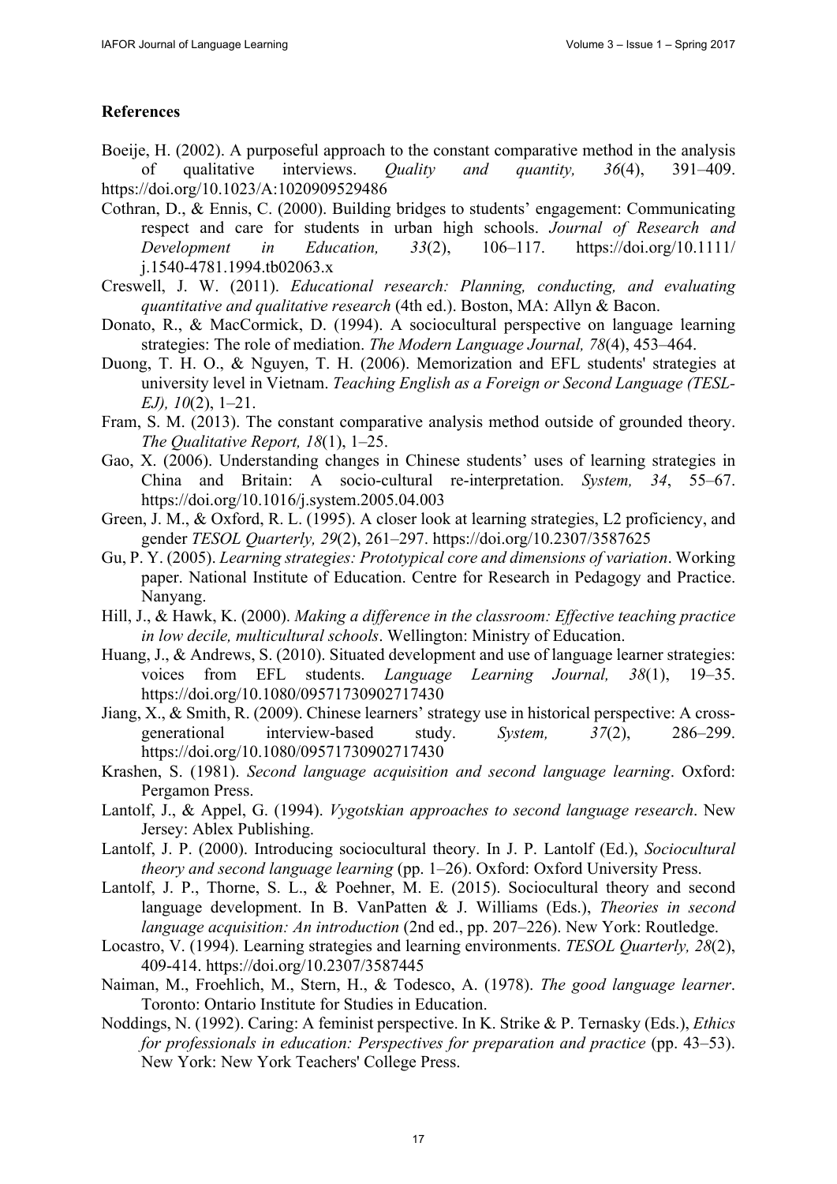## References

Boeije, H. (2002). A purposeful approach to the constant comparative method in the analysis of qualitative interviews. *Quality and quantity, 36*(4), 391–409. https://doi.org/10.1023/A:1020909529486

Cothran, D., & Ennis, C. (2000). Building bridges to students' engagement: Communicating respect and care for students in urban high schools. *Journal of Research and Development in Education, 33*(2), 106–117. https://doi.org/10.1111/j.1540-4781.1994.tb02063.x

Creswell, J. W. (2011). *Educational research: Planning, conducting, and evaluating quantitative and qualitative research* (4th ed.). Boston, MA: Allyn & Bacon.

Donato, R., & MacCormick, D. (1994). A sociocultural perspective on language learning strategies: The role of mediation. *The Modern Language Journal, 78*(4), 453–464.

Duong, T. H. O., & Nguyen, T. H. (2006). Memorization and EFL students' strategies at university level in Vietnam. *Teaching English as a Foreign or Second Language (TESL-EJ), 10*(2), 1–21.

Fram, S. M. (2013). The constant comparative analysis method outside of grounded theory. *The Qualitative Report, 18*(1), 1–25.

Gao, X. (2006). Understanding changes in Chinese students' uses of learning strategies in China and Britain: A socio-cultural re-interpretation. *System, 34*, 55–67. https://doi.org/10.1016/j.system.2005.04.003

Green, J. M., & Oxford, R. L. (1995). A closer look at learning strategies, L2 proficiency, and gender *TESOL Quarterly, 29*(2), 261–297. https://doi.org/10.2307/3587625

Gu, P. Y. (2005). *Learning strategies: Prototypical core and dimensions of variation*. Working paper. National Institute of Education. Centre for Research in Pedagogy and Practice. Nanyang.

Hill, J., & Hawk, K. (2000). *Making a difference in the classroom: Effective teaching practice in low decile, multicultural schools*. Wellington: Ministry of Education.

Huang, J., & Andrews, S. (2010). Situated development and use of language learner strategies: voices from EFL students. *Language Learning Journal, 38*(1), 19–35. https://doi.org/10.1080/09571730902717430

Jiang, X., & Smith, R. (2009). Chinese learners' strategy use in historical perspective: A cross-generational interview-based study. *System, 37*(2), 286–299. https://doi.org/10.1080/09571730902717430

Krashen, S. (1981). *Second language acquisition and second language learning*. Oxford: Pergamon Press.

Lantolf, J., & Appel, G. (1994). *Vygotskian approaches to second language research*. New Jersey: Ablex Publishing.

Lantolf, J. P. (2000). Introducing sociocultural theory. In J. P. Lantolf (Ed.), *Sociocultural theory and second language learning* (pp. 1–26). Oxford: Oxford University Press.

Lantolf, J. P., Thorne, S. L., & Poehner, M. E. (2015). Sociocultural theory and second language development. In B. VanPatten & J. Williams (Eds.), *Theories in second language acquisition: An introduction* (2nd ed., pp. 207–226). New York: Routledge.

Locastro, V. (1994). Learning strategies and learning environments. *TESOL Quarterly, 28*(2), 409-414. https://doi.org/10.2307/3587445

Naiman, M., Froehlich, M., Stern, H., & Todesco, A. (1978). *The good language learner*. Toronto: Ontario Institute for Studies in Education.

Noddings, N. (1992). Caring: A feminist perspective. In K. Strike & P. Ternasky (Eds.), *Ethics for professionals in education: Perspectives for preparation and practice* (pp. 43–53). New York: New York Teachers' College Press.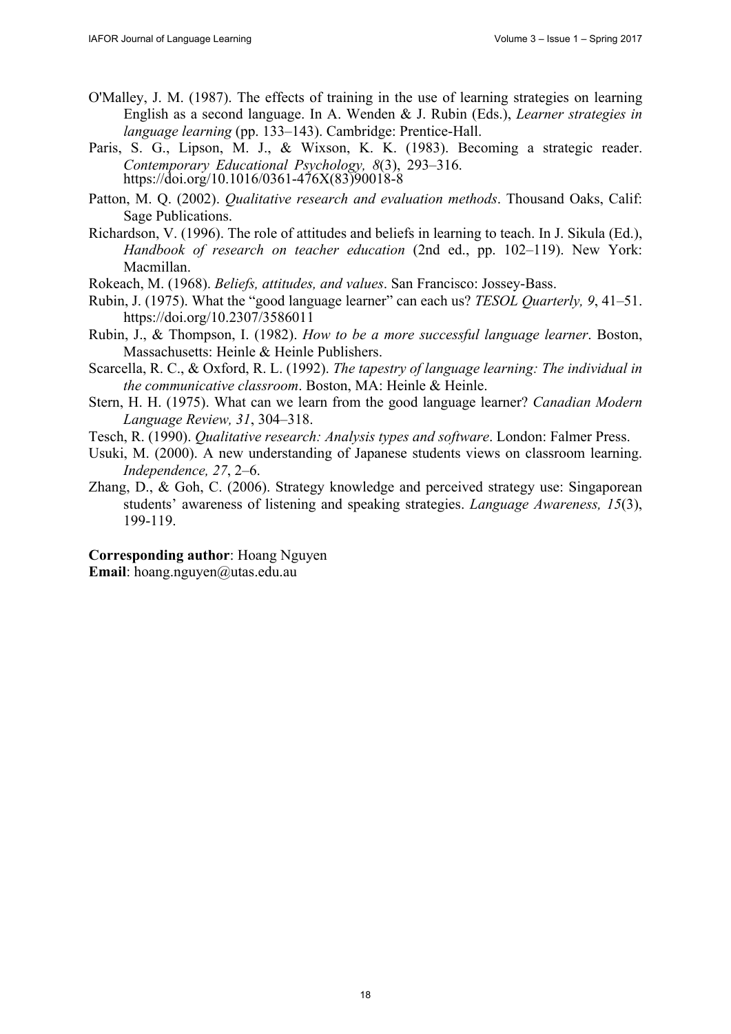O'Malley, J. M. (1987). The effects of training in the use of learning strategies on learning English as a second language. In A. Wenden & J. Rubin (Eds.), *Learner strategies in language learning* (pp. 133–143). Cambridge: Prentice-Hall.

Paris, S. G., Lipson, M. J., & Wixson, K. K. (1983). Becoming a strategic reader. *Contemporary Educational Psychology, 8*(3), 293–316. https://doi.org/10.1016/0361-476X(83)90018-8

Patton, M. Q. (2002). *Qualitative research and evaluation methods*. Thousand Oaks, Calif: Sage Publications.

Richardson, V. (1996). The role of attitudes and beliefs in learning to teach. In J. Sikula (Ed.), *Handbook of research on teacher education* (2nd ed., pp. 102–119). New York: Macmillan.

Rokeach, M. (1968). *Beliefs, attitudes, and values*. San Francisco: Jossey-Bass.

Rubin, J. (1975). What the "good language learner" can each us? *TESOL Quarterly, 9*, 41–51. https://doi.org/10.2307/3586011

Rubin, J., & Thompson, I. (1982). *How to be a more successful language learner*. Boston, Massachusetts: Heinle & Heinle Publishers.

Scarcella, R. C., & Oxford, R. L. (1992). *The tapestry of language learning: The individual in the communicative classroom*. Boston, MA: Heinle & Heinle.

Stern, H. H. (1975). What can we learn from the good language learner? *Canadian Modern Language Review, 31*, 304–318.

Tesch, R. (1990). *Qualitative research: Analysis types and software*. London: Falmer Press.

Usuki, M. (2000). A new understanding of Japanese students views on classroom learning. *Independence, 27*, 2–6.

Zhang, D., & Goh, C. (2006). Strategy knowledge and perceived strategy use: Singaporean students' awareness of listening and speaking strategies. *Language Awareness, 15*(3), 199-119.

**Corresponding author**: Hoang Nguyen
**Email**: hoang.nguyen@utas.edu.au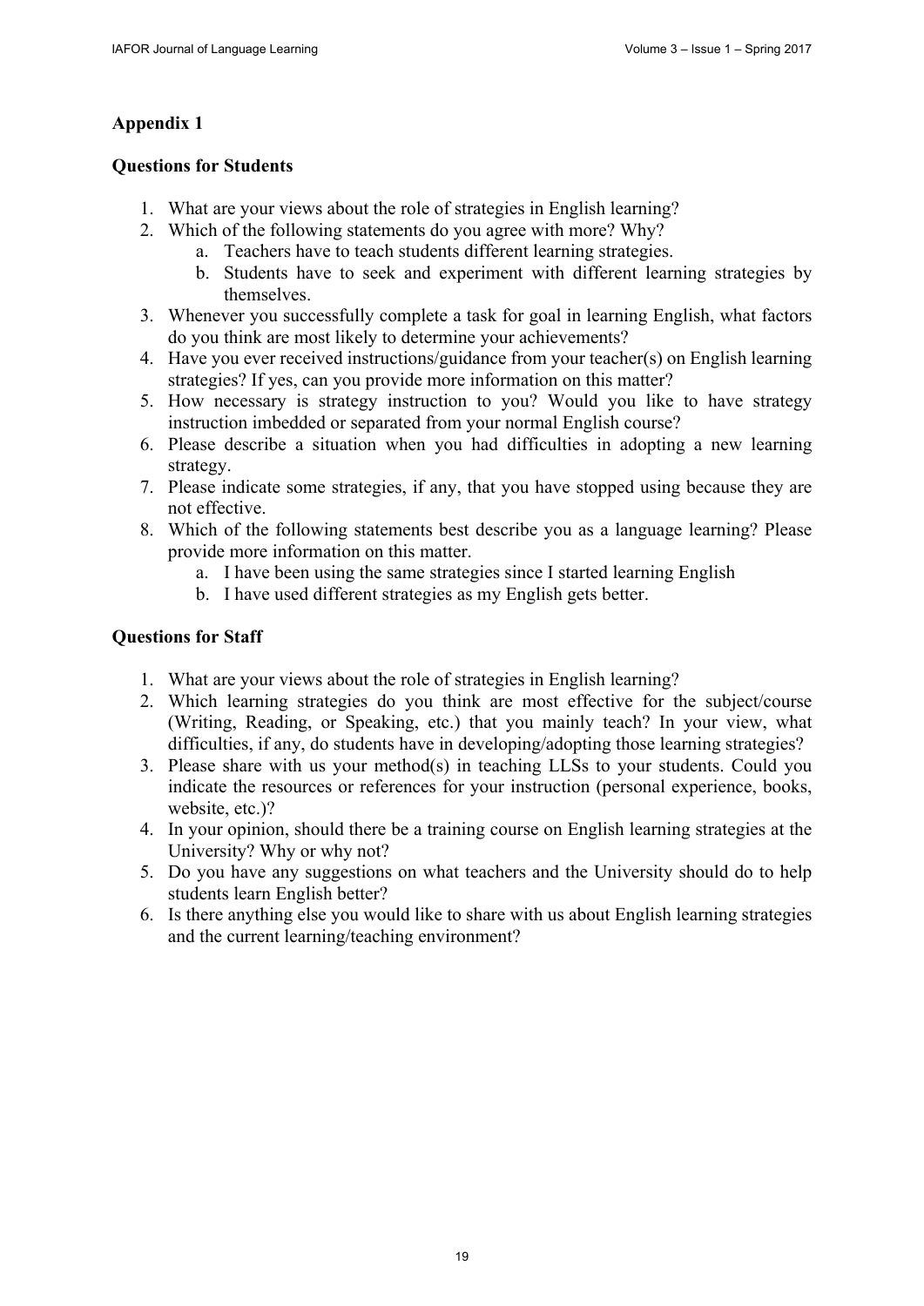## Appendix 1

### Questions for Students

1. What are your views about the role of strategies in English learning?
2. Which of the following statements do you agree with more? Why?
   a. Teachers have to teach students different learning strategies.
   b. Students have to seek and experiment with different learning strategies by themselves.
3. Whenever you successfully complete a task for goal in learning English, what factors do you think are most likely to determine your achievements?
4. Have you ever received instructions/guidance from your teacher(s) on English learning strategies? If yes, can you provide more information on this matter?
5. How necessary is strategy instruction to you? Would you like to have strategy instruction imbedded or separated from your normal English course?
6. Please describe a situation when you had difficulties in adopting a new learning strategy.
7. Please indicate some strategies, if any, that you have stopped using because they are not effective.
8. Which of the following statements best describe you as a language learning? Please provide more information on this matter.
   a. I have been using the same strategies since I started learning English
   b. I have used different strategies as my English gets better.

### Questions for Staff

1. What are your views about the role of strategies in English learning?
2. Which learning strategies do you think are most effective for the subject/course (Writing, Reading, or Speaking, etc.) that you mainly teach? In your view, what difficulties, if any, do students have in developing/adopting those learning strategies?
3. Please share with us your method(s) in teaching LLSs to your students. Could you indicate the resources or references for your instruction (personal experience, books, website, etc.)?
4. In your opinion, should there be a training course on English learning strategies at the University? Why or why not?
5. Do you have any suggestions on what teachers and the University should do to help students learn English better?
6. Is there anything else you would like to share with us about English learning strategies and the current learning/teaching environment?